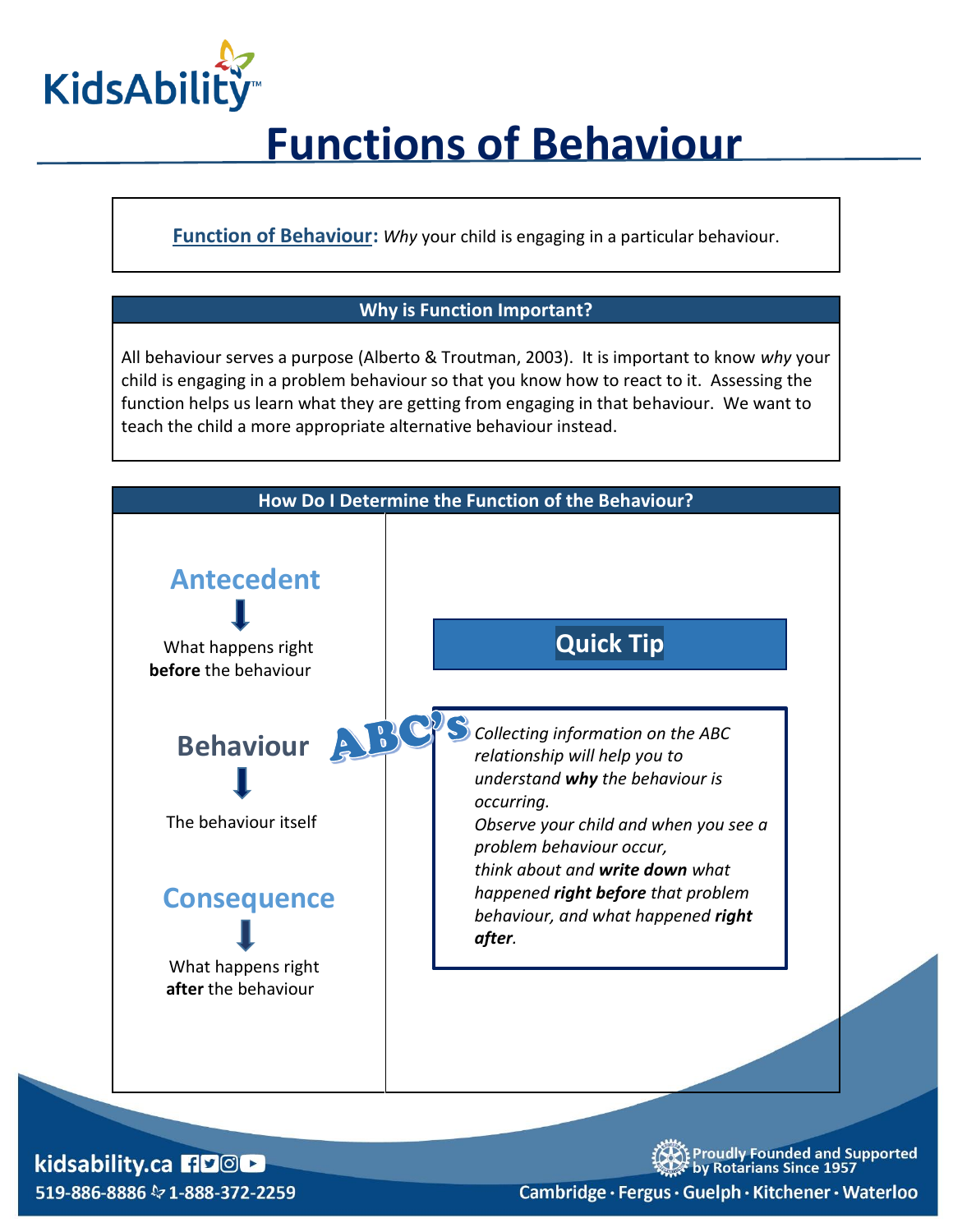# Functions of Behaviour

**Function of Behaviour:** *Why* your child is engaging in a particular behaviour.

## Why is Function Important?

All behaviour serves a purpose (Alberto & Troutman, 2003). It is important to know *why* your child is engaging in a problem behaviour so that you know how to react to it. Assessing the function helps us learn what they are getting from engaging in that behaviour. We want to teach the child a more appropriate alternative behaviour instead.

## How Do I Determine the Function of the Behaviour?

### ABC's

**Antecedent**

What happens right **before** the behaviour

**Behaviour**

The behaviour itself

**Consequence**

What happens right **after** the behaviour

### Quick Tip

*Collecting information on the ABC relationship will help you to understand* ***why*** *the behaviour is occurring.*

*Observe your child and when you see a problem behaviour occur, think about and* ***write down*** *what happened* ***right before*** *that problem behaviour, and what happened* ***right after****.*

kidsability.ca
519-886-8886 1-888-372-2259

Proudly Founded and Supported by Rotarians Since 1957

Cambridge · Fergus · Guelph · Kitchener · Waterloo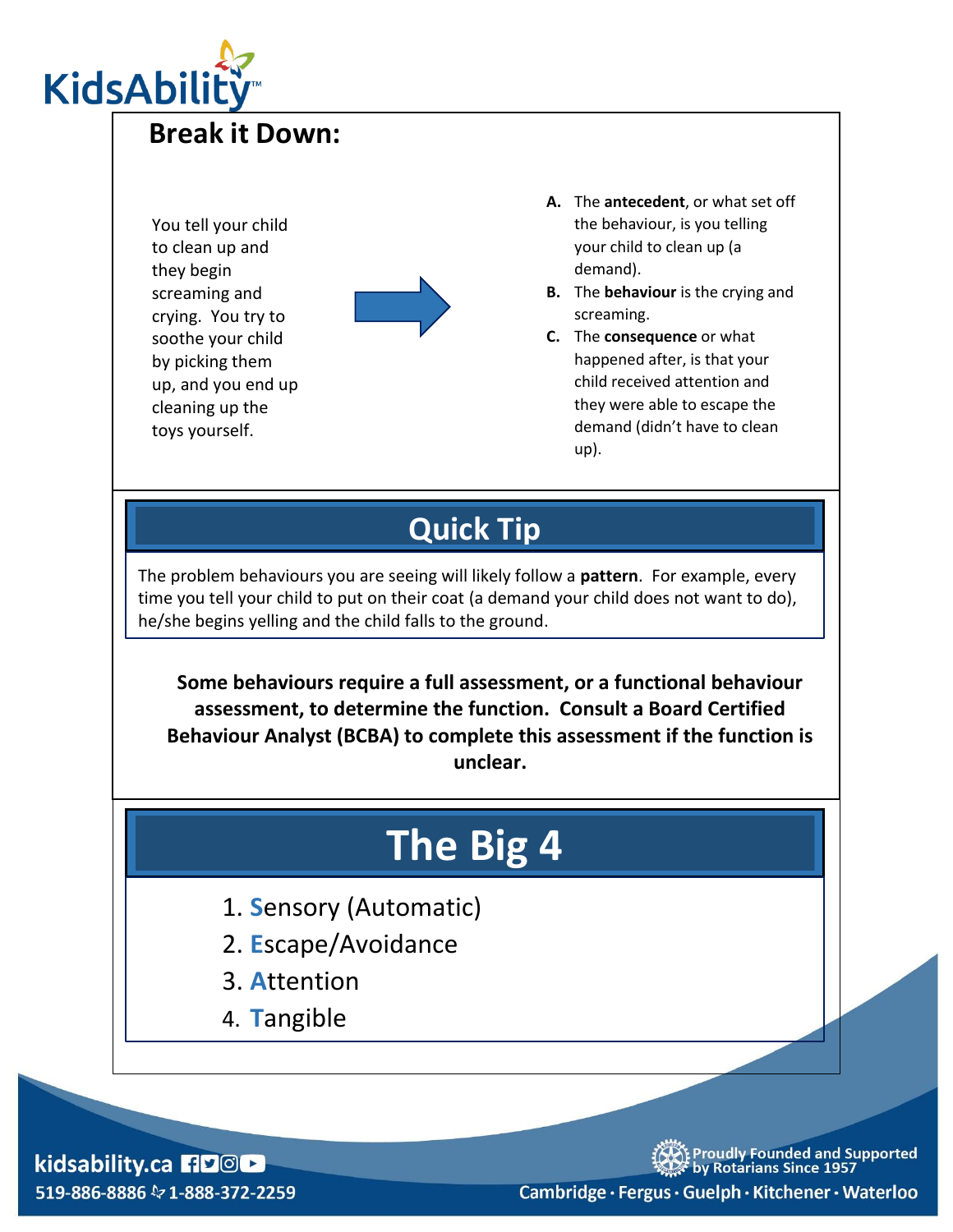## Break it Down:

You tell your child to clean up and they begin screaming and crying. You try to soothe your child by picking them up, and you end up cleaning up the toys yourself.

**A.** The **antecedent**, or what set off the behaviour, is you telling your child to clean up (a demand).

**B.** The **behaviour** is the crying and screaming.

**C.** The **consequence** or what happened after, is that your child received attention and they were able to escape the demand (didn't have to clean up).

## Quick Tip

The problem behaviours you are seeing will likely follow a **pattern**. For example, every time you tell your child to put on their coat (a demand your child does not want to do), he/she begins yelling and the child falls to the ground.

**Some behaviours require a full assessment, or a functional behaviour assessment, to determine the function. Consult a Board Certified Behaviour Analyst (BCBA) to complete this assessment if the function is unclear.**

## The Big 4

1. **S**ensory (Automatic)
2. **E**scape/Avoidance
3. **A**ttention
4. **T**angible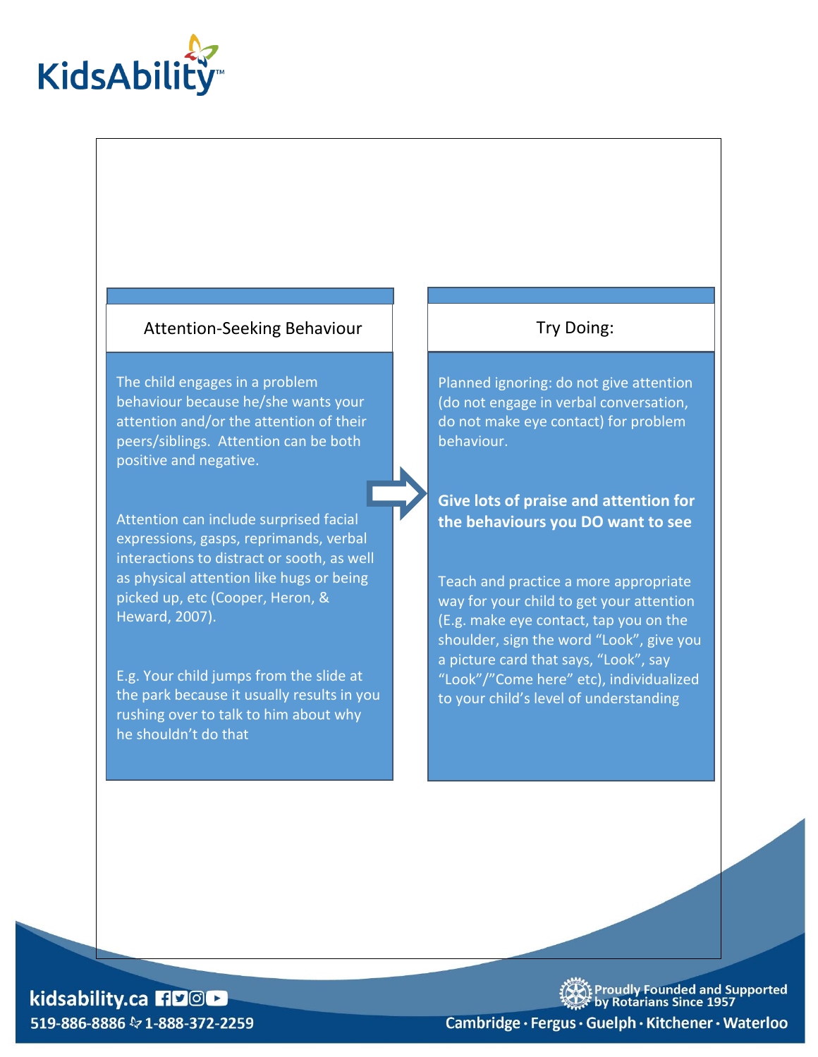## Attention-Seeking Behaviour

The child engages in a problem behaviour because he/she wants your attention and/or the attention of their peers/siblings. Attention can be both positive and negative.

Attention can include surprised facial expressions, gasps, reprimands, verbal interactions to distract or sooth, as well as physical attention like hugs or being picked up, etc (Cooper, Heron, & Heward, 2007).

E.g. Your child jumps from the slide at the park because it usually results in you rushing over to talk to him about why he shouldn't do that

## Try Doing:

Planned ignoring: do not give attention (do not engage in verbal conversation, do not make eye contact) for problem behaviour.

**Give lots of praise and attention for the behaviours you DO want to see**

Teach and practice a more appropriate way for your child to get your attention (E.g. make eye contact, tap you on the shoulder, sign the word "Look", give you a picture card that says, "Look", say "Look"/"Come here" etc), individualized to your child's level of understanding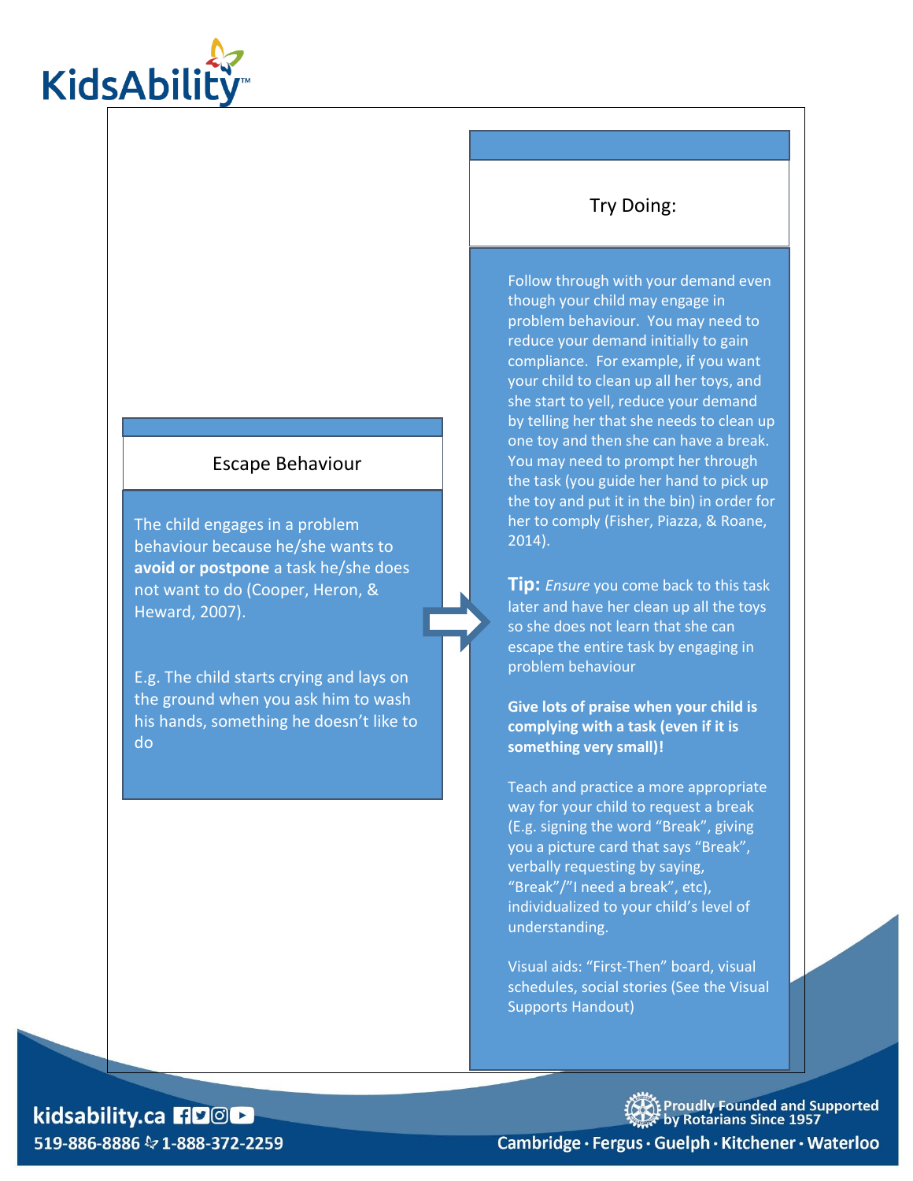## Escape Behaviour

The child engages in a problem behaviour because he/she wants to **avoid or postpone** a task he/she does not want to do (Cooper, Heron, & Heward, 2007).

E.g. The child starts crying and lays on the ground when you ask him to wash his hands, something he doesn't like to do

## Try Doing:

Follow through with your demand even though your child may engage in problem behaviour. You may need to reduce your demand initially to gain compliance. For example, if you want your child to clean up all her toys, and she start to yell, reduce your demand by telling her that she needs to clean up one toy and then she can have a break. You may need to prompt her through the task (you guide her hand to pick up the toy and put it in the bin) in order for her to comply (Fisher, Piazza, & Roane, 2014).

**Tip:** *Ensure* you come back to this task later and have her clean up all the toys so she does not learn that she can escape the entire task by engaging in problem behaviour

**Give lots of praise when your child is complying with a task (even if it is something very small)!**

Teach and practice a more appropriate way for your child to request a break (E.g. signing the word "Break", giving you a picture card that says "Break", verbally requesting by saying, "Break"/"I need a break", etc), individualized to your child's level of understanding.

Visual aids: "First-Then" board, visual schedules, social stories (See the Visual Supports Handout)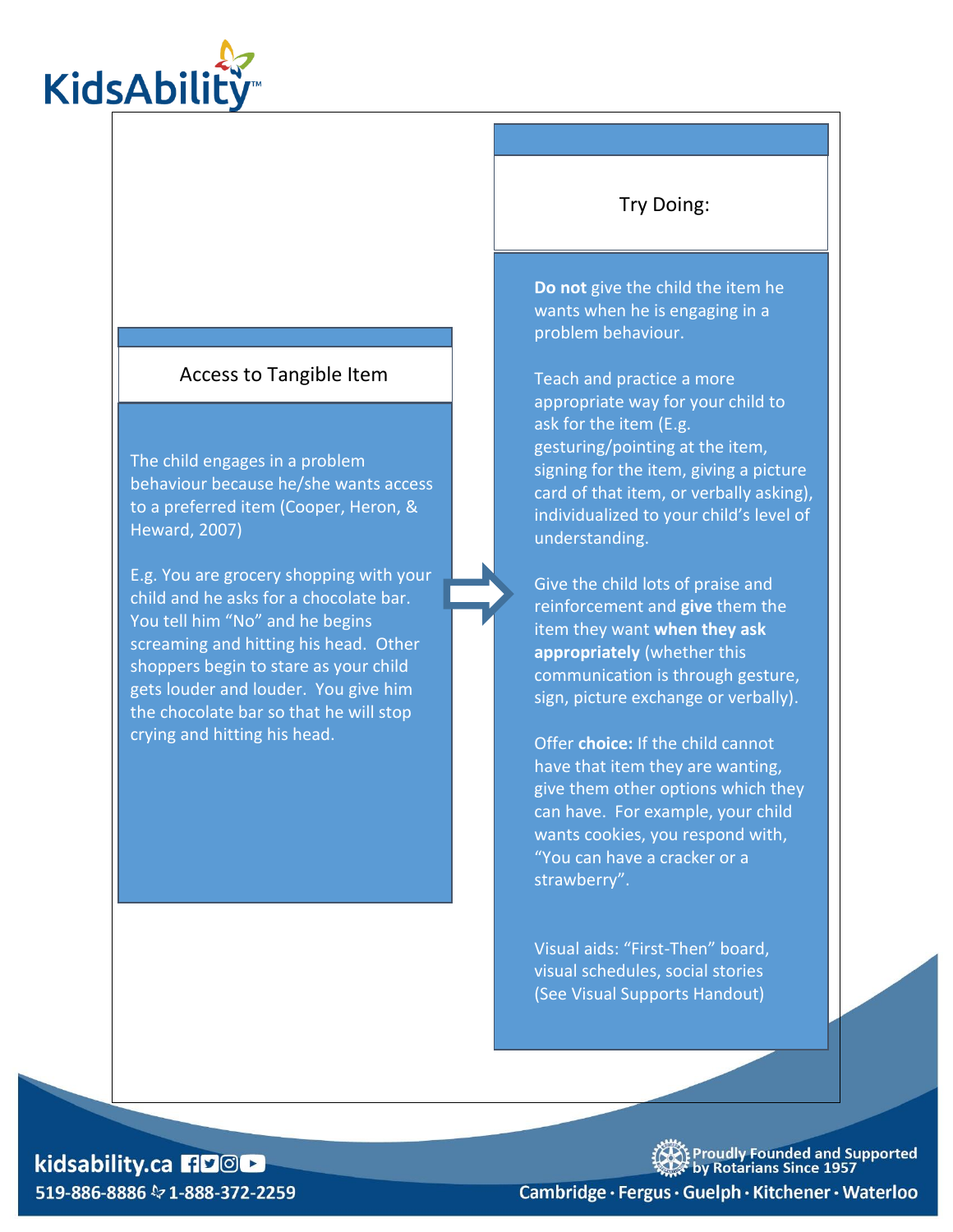## Access to Tangible Item

The child engages in a problem behaviour because he/she wants access to a preferred item (Cooper, Heron, & Heward, 2007)

E.g. You are grocery shopping with your child and he asks for a chocolate bar. You tell him "No" and he begins screaming and hitting his head. Other shoppers begin to stare as your child gets louder and louder. You give him the chocolate bar so that he will stop crying and hitting his head.

## Try Doing:

**Do not** give the child the item he wants when he is engaging in a problem behaviour.

Teach and practice a more appropriate way for your child to ask for the item (E.g. gesturing/pointing at the item, signing for the item, giving a picture card of that item, or verbally asking), individualized to your child's level of understanding.

Give the child lots of praise and reinforcement and **give** them the item they want **when they ask appropriately** (whether this communication is through gesture, sign, picture exchange or verbally).

Offer **choice:** If the child cannot have that item they are wanting, give them other options which they can have. For example, your child wants cookies, you respond with, "You can have a cracker or a strawberry".

Visual aids: "First-Then" board, visual schedules, social stories (See Visual Supports Handout)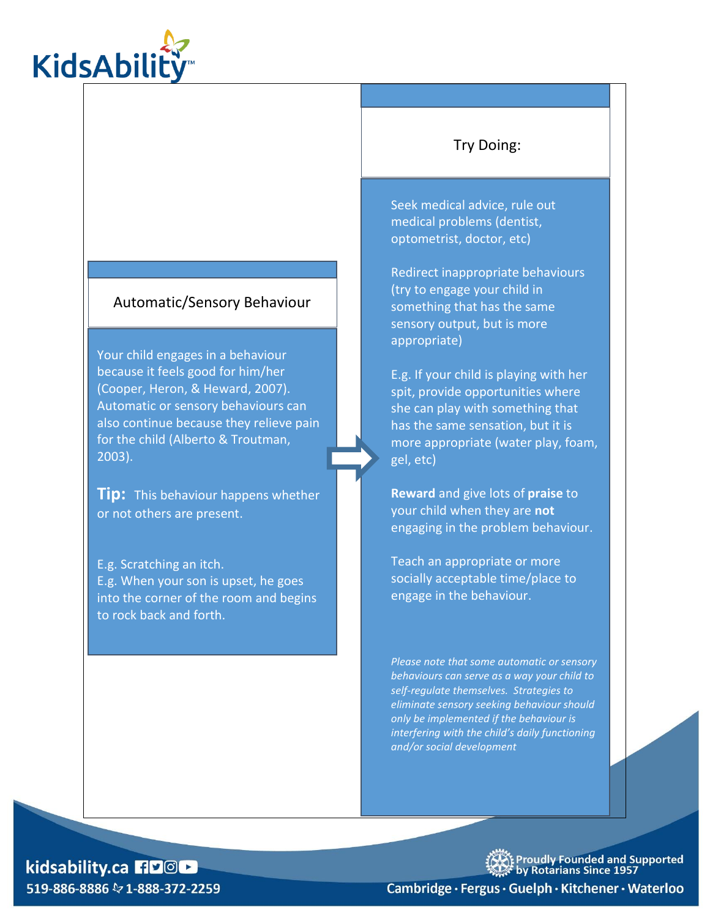## Automatic/Sensory Behaviour

Your child engages in a behaviour because it feels good for him/her (Cooper, Heron, & Heward, 2007). Automatic or sensory behaviours can also continue because they relieve pain for the child (Alberto & Troutman, 2003).

**Tip:** This behaviour happens whether or not others are present.

E.g. Scratching an itch.
E.g. When your son is upset, he goes into the corner of the room and begins to rock back and forth.

## Try Doing:

Seek medical advice, rule out medical problems (dentist, optometrist, doctor, etc)

Redirect inappropriate behaviours (try to engage your child in something that has the same sensory output, but is more appropriate)

E.g. If your child is playing with her spit, provide opportunities where she can play with something that has the same sensation, but it is more appropriate (water play, foam, gel, etc)

**Reward** and give lots of **praise** to your child when they are **not** engaging in the problem behaviour.

Teach an appropriate or more socially acceptable time/place to engage in the behaviour.

*Please note that some automatic or sensory behaviours can serve as a way your child to self-regulate themselves. Strategies to eliminate sensory seeking behaviour should only be implemented if the behaviour is interfering with the child's daily functioning and/or social development*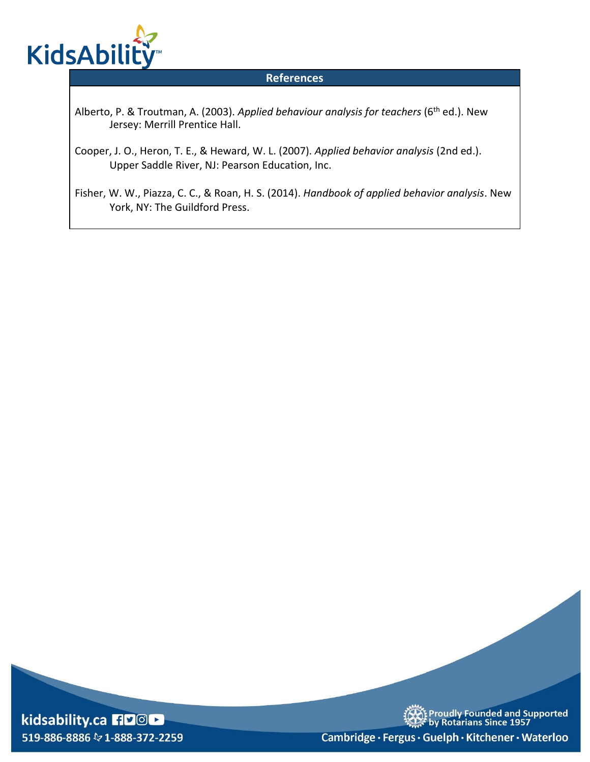## References

Alberto, P. & Troutman, A. (2003). *Applied behaviour analysis for teachers* (6th ed.). New Jersey: Merrill Prentice Hall.

Cooper, J. O., Heron, T. E., & Heward, W. L. (2007). *Applied behavior analysis* (2nd ed.). Upper Saddle River, NJ: Pearson Education, Inc.

Fisher, W. W., Piazza, C. C., & Roan, H. S. (2014). *Handbook of applied behavior analysis*. New York, NY: The Guildford Press.